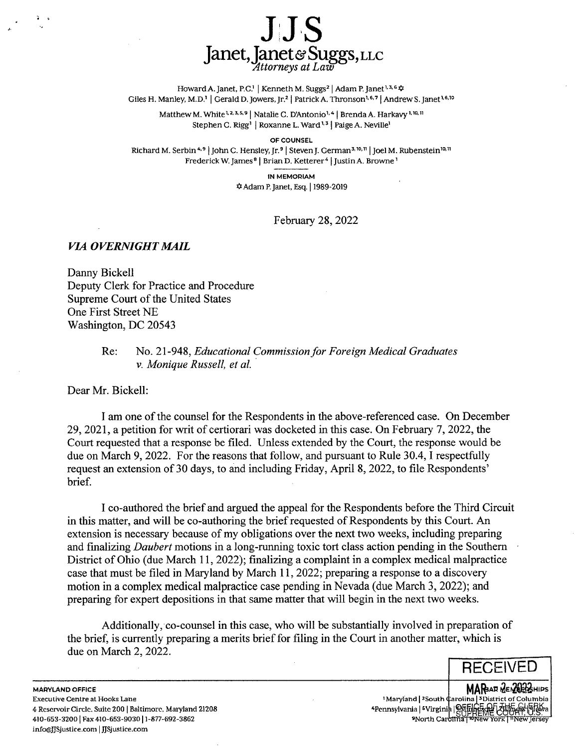# J J S

## Janet, Janet & Suggs, LLC

*Attorneys at Law*

Howard A. Janet, P.C.[1] | Kenneth M. Suggs[2] | Adam P. Janet[1,3,6] ✡
Giles H. Manley, M.D.[1] | Gerald D. Jowers, Jr.[2] | Patrick A. Thronson[1,6,7] | Andrew S. Janet[1,6,10]
Matthew M. White[1,2,3,5,9] | Natalie C. D'Antonio[1,4] | Brenda A. Harkavy[1,10,11]
Stephen C. Rigg[1] | Roxanne L. Ward[1,3] | Paige A. Neville[1]

OF COUNSEL

Richard M. Serbin[4,9] | John C. Hensley, Jr.[9] | Steven J. German[3,10,11] | Joel M. Rubenstein[10,11]
Frederick W. James[8] | Brian D. Ketterer[4] | Justin A. Browne[1]

IN MEMORIAM

✡ Adam P. Janet, Esq. | 1989-2019

February 28, 2022

***VIA OVERNIGHT MAIL***

Danny Bickell
Deputy Clerk for Practice and Procedure
Supreme Court of the United States
One First Street NE
Washington, DC 20543

Re: No. 21-948, *Educational Commission for Foreign Medical Graduates v. Monique Russell, et al.*

Dear Mr. Bickell:

I am one of the counsel for the Respondents in the above-referenced case. On December 29, 2021, a petition for writ of certiorari was docketed in this case. On February 7, 2022, the Court requested that a response be filed. Unless extended by the Court, the response would be due on March 9, 2022. For the reasons that follow, and pursuant to Rule 30.4, I respectfully request an extension of 30 days, to and including Friday, April 8, 2022, to file Respondents' brief.

I co-authored the brief and argued the appeal for the Respondents before the Third Circuit in this matter, and will be co-authoring the brief requested of Respondents by this Court. An extension is necessary because of my obligations over the next two weeks, including preparing and finalizing *Daubert* motions in a long-running toxic tort class action pending in the Southern District of Ohio (due March 11, 2022); finalizing a complaint in a complex medical malpractice case that must be filed in Maryland by March 11, 2022; preparing a response to a discovery motion in a complex medical malpractice case pending in Nevada (due March 3, 2022); and preparing for expert depositions in that same matter that will begin in the next two weeks.

Additionally, co-counsel in this case, who will be substantially involved in preparation of the brief, is currently preparing a merits brief for filing in the Court in another matter, which is due on March 2, 2022.

RECEIVED
MAR 2 2022
OFFICE OF THE CLERK
SUPREME COURT, U.S.

MARYLAND OFFICE
Executive Centre at Hooks Lane
4 Reservoir Circle, Suite 200 | Baltimore, Maryland 21208
410-653-3200 | Fax 410-653-9030 | 1-877-692-3862
info@JJSjustice.com | JJSjustice.com

BAR MEMBERSHIPS
[1]Maryland | [2]South Carolina | [3]District of Columbia
[4]Pennsylvania | [5]Virginia | [6]... | [7]... | [8]...
[9]North Carolina | [10]New York | [11]New Jersey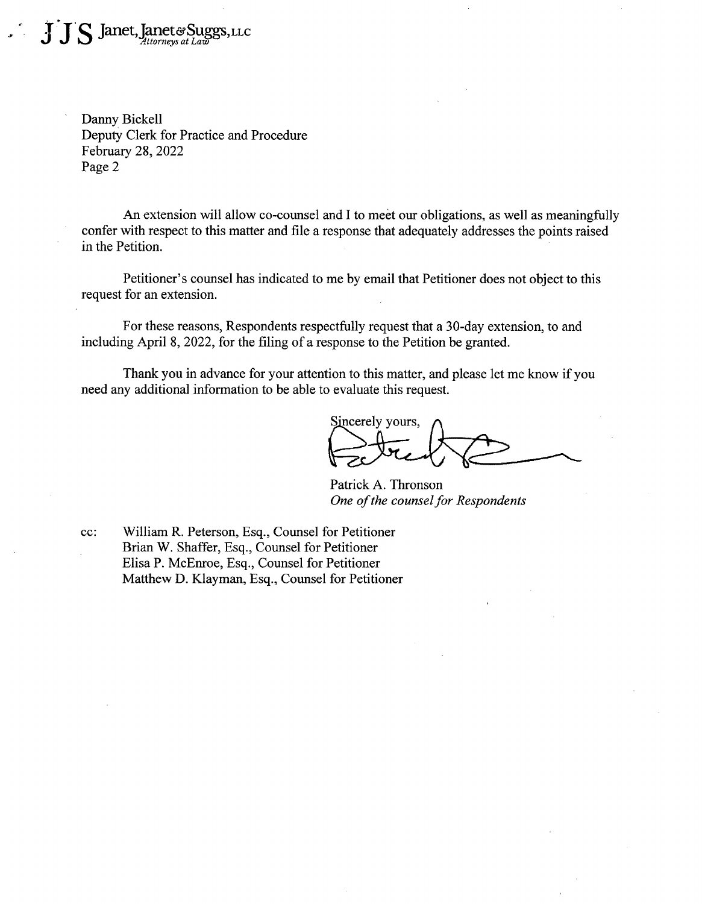Danny Bickell
Deputy Clerk for Practice and Procedure
February 28, 2022
Page 2

An extension will allow co-counsel and I to meet our obligations, as well as meaningfully confer with respect to this matter and file a response that adequately addresses the points raised in the Petition.

Petitioner's counsel has indicated to me by email that Petitioner does not object to this request for an extension.

For these reasons, Respondents respectfully request that a 30-day extension, to and including April 8, 2022, for the filing of a response to the Petition be granted.

Thank you in advance for your attention to this matter, and please let me know if you need any additional information to be able to evaluate this request.

Sincerely yours,

Patrick A. Thronson
*One of the counsel for Respondents*

cc: William R. Peterson, Esq., Counsel for Petitioner
Brian W. Shaffer, Esq., Counsel for Petitioner
Elisa P. McEnroe, Esq., Counsel for Petitioner
Matthew D. Klayman, Esq., Counsel for Petitioner